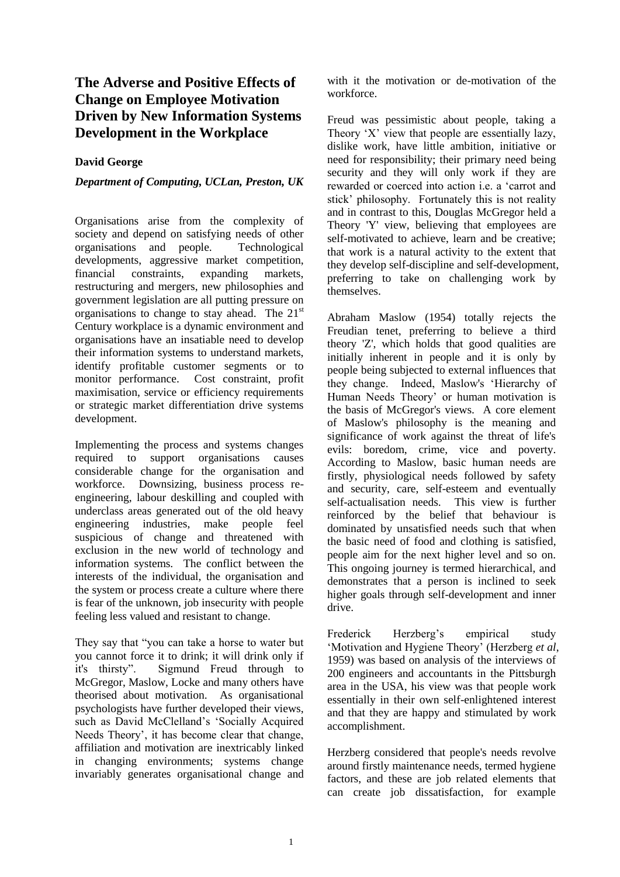# The Adverse and Positive Effects of Change on Employee Motivation Driven by New Information Systems Development in the Workplace

**David George**

***Department of Computing, UCLan, Preston, UK***

Organisations arise from the complexity of society and depend on satisfying needs of other organisations and people. Technological developments, aggressive market competition, financial constraints, expanding markets, restructuring and mergers, new philosophies and government legislation are all putting pressure on organisations to change to stay ahead. The 21st Century workplace is a dynamic environment and organisations have an insatiable need to develop their information systems to understand markets, identify profitable customer segments or to monitor performance. Cost constraint, profit maximisation, service or efficiency requirements or strategic market differentiation drive systems development.

Implementing the process and systems changes required to support organisations causes considerable change for the organisation and workforce. Downsizing, business process re-engineering, labour deskilling and coupled with underclass areas generated out of the old heavy engineering industries, make people feel suspicious of change and threatened with exclusion in the new world of technology and information systems. The conflict between the interests of the individual, the organisation and the system or process create a culture where there is fear of the unknown, job insecurity with people feeling less valued and resistant to change.

They say that "you can take a horse to water but you cannot force it to drink; it will drink only if it's thirsty". Sigmund Freud through to McGregor, Maslow, Locke and many others have theorised about motivation. As organisational psychologists have further developed their views, such as David McClelland's 'Socially Acquired Needs Theory', it has become clear that change, affiliation and motivation are inextricably linked in changing environments; systems change invariably generates organisational change and with it the motivation or de-motivation of the workforce.

Freud was pessimistic about people, taking a Theory 'X' view that people are essentially lazy, dislike work, have little ambition, initiative or need for responsibility; their primary need being security and they will only work if they are rewarded or coerced into action i.e. a 'carrot and stick' philosophy. Fortunately this is not reality and in contrast to this, Douglas McGregor held a Theory 'Y' view, believing that employees are self-motivated to achieve, learn and be creative; that work is a natural activity to the extent that they develop self-discipline and self-development, preferring to take on challenging work by themselves.

Abraham Maslow (1954) totally rejects the Freudian tenet, preferring to believe a third theory 'Z', which holds that good qualities are initially inherent in people and it is only by people being subjected to external influences that they change. Indeed, Maslow's 'Hierarchy of Human Needs Theory' or human motivation is the basis of McGregor's views. A core element of Maslow's philosophy is the meaning and significance of work against the threat of life's evils: boredom, crime, vice and poverty. According to Maslow, basic human needs are firstly, physiological needs followed by safety and security, care, self-esteem and eventually self-actualisation needs. This view is further reinforced by the belief that behaviour is dominated by unsatisfied needs such that when the basic need of food and clothing is satisfied, people aim for the next higher level and so on. This ongoing journey is termed hierarchical, and demonstrates that a person is inclined to seek higher goals through self-development and inner drive.

Frederick Herzberg's empirical study 'Motivation and Hygiene Theory' (Herzberg *et al*, 1959) was based on analysis of the interviews of 200 engineers and accountants in the Pittsburgh area in the USA, his view was that people work essentially in their own self-enlightened interest and that they are happy and stimulated by work accomplishment.

Herzberg considered that people's needs revolve around firstly maintenance needs, termed hygiene factors, and these are job related elements that can create job dissatisfaction, for example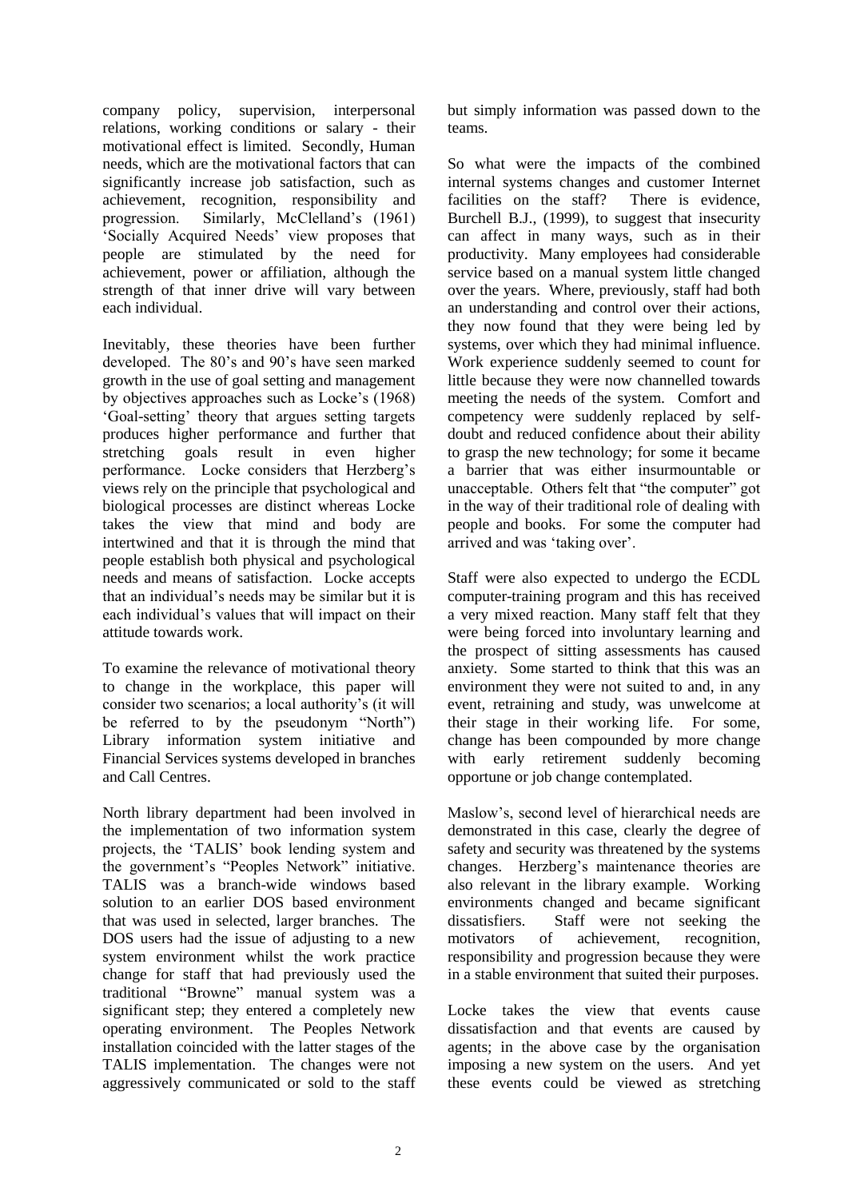company policy, supervision, interpersonal relations, working conditions or salary - their motivational effect is limited. Secondly, Human needs, which are the motivational factors that can significantly increase job satisfaction, such as achievement, recognition, responsibility and progression. Similarly, McClelland's (1961) 'Socially Acquired Needs' view proposes that people are stimulated by the need for achievement, power or affiliation, although the strength of that inner drive will vary between each individual.

Inevitably, these theories have been further developed. The 80's and 90's have seen marked growth in the use of goal setting and management by objectives approaches such as Locke's (1968) 'Goal-setting' theory that argues setting targets produces higher performance and further that stretching goals result in even higher performance. Locke considers that Herzberg's views rely on the principle that psychological and biological processes are distinct whereas Locke takes the view that mind and body are intertwined and that it is through the mind that people establish both physical and psychological needs and means of satisfaction. Locke accepts that an individual's needs may be similar but it is each individual's values that will impact on their attitude towards work.

To examine the relevance of motivational theory to change in the workplace, this paper will consider two scenarios; a local authority's (it will be referred to by the pseudonym "North") Library information system initiative and Financial Services systems developed in branches and Call Centres.

North library department had been involved in the implementation of two information system projects, the 'TALIS' book lending system and the government's "Peoples Network" initiative. TALIS was a branch-wide windows based solution to an earlier DOS based environment that was used in selected, larger branches. The DOS users had the issue of adjusting to a new system environment whilst the work practice change for staff that had previously used the traditional "Browne" manual system was a significant step; they entered a completely new operating environment. The Peoples Network installation coincided with the latter stages of the TALIS implementation. The changes were not aggressively communicated or sold to the staff but simply information was passed down to the teams.

So what were the impacts of the combined internal systems changes and customer Internet facilities on the staff? There is evidence, Burchell B.J., (1999), to suggest that insecurity can affect in many ways, such as in their productivity. Many employees had considerable service based on a manual system little changed over the years. Where, previously, staff had both an understanding and control over their actions, they now found that they were being led by systems, over which they had minimal influence. Work experience suddenly seemed to count for little because they were now channelled towards meeting the needs of the system. Comfort and competency were suddenly replaced by self-doubt and reduced confidence about their ability to grasp the new technology; for some it became a barrier that was either insurmountable or unacceptable. Others felt that "the computer" got in the way of their traditional role of dealing with people and books. For some the computer had arrived and was 'taking over'.

Staff were also expected to undergo the ECDL computer-training program and this has received a very mixed reaction. Many staff felt that they were being forced into involuntary learning and the prospect of sitting assessments has caused anxiety. Some started to think that this was an environment they were not suited to and, in any event, retraining and study, was unwelcome at their stage in their working life. For some, change has been compounded by more change with early retirement suddenly becoming opportune or job change contemplated.

Maslow's, second level of hierarchical needs are demonstrated in this case, clearly the degree of safety and security was threatened by the systems changes. Herzberg's maintenance theories are also relevant in the library example. Working environments changed and became significant dissatisfiers. Staff were not seeking the motivators of achievement, recognition, responsibility and progression because they were in a stable environment that suited their purposes.

Locke takes the view that events cause dissatisfaction and that events are caused by agents; in the above case by the organisation imposing a new system on the users. And yet these events could be viewed as stretching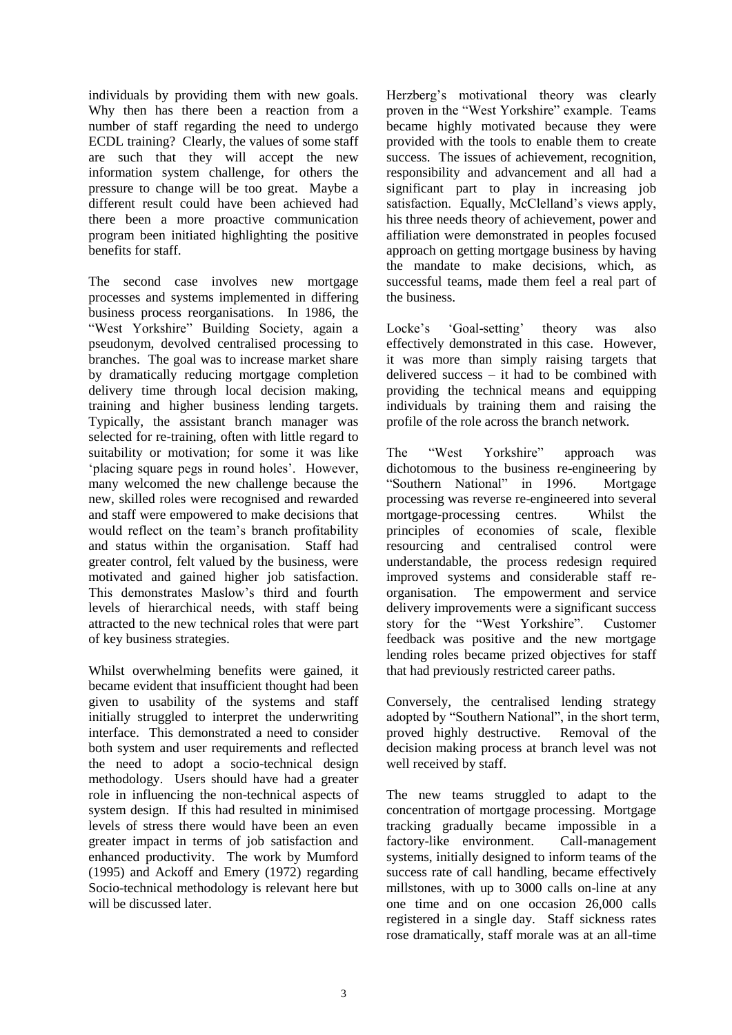individuals by providing them with new goals. Why then has there been a reaction from a number of staff regarding the need to undergo ECDL training? Clearly, the values of some staff are such that they will accept the new information system challenge, for others the pressure to change will be too great. Maybe a different result could have been achieved had there been a more proactive communication program been initiated highlighting the positive benefits for staff.

The second case involves new mortgage processes and systems implemented in differing business process reorganisations. In 1986, the "West Yorkshire" Building Society, again a pseudonym, devolved centralised processing to branches. The goal was to increase market share by dramatically reducing mortgage completion delivery time through local decision making, training and higher business lending targets. Typically, the assistant branch manager was selected for re-training, often with little regard to suitability or motivation; for some it was like 'placing square pegs in round holes'. However, many welcomed the new challenge because the new, skilled roles were recognised and rewarded and staff were empowered to make decisions that would reflect on the team's branch profitability and status within the organisation. Staff had greater control, felt valued by the business, were motivated and gained higher job satisfaction. This demonstrates Maslow's third and fourth levels of hierarchical needs, with staff being attracted to the new technical roles that were part of key business strategies.

Whilst overwhelming benefits were gained, it became evident that insufficient thought had been given to usability of the systems and staff initially struggled to interpret the underwriting interface. This demonstrated a need to consider both system and user requirements and reflected the need to adopt a socio-technical design methodology. Users should have had a greater role in influencing the non-technical aspects of system design. If this had resulted in minimised levels of stress there would have been an even greater impact in terms of job satisfaction and enhanced productivity. The work by Mumford (1995) and Ackoff and Emery (1972) regarding Socio-technical methodology is relevant here but will be discussed later.

Herzberg's motivational theory was clearly proven in the "West Yorkshire" example. Teams became highly motivated because they were provided with the tools to enable them to create success. The issues of achievement, recognition, responsibility and advancement and all had a significant part to play in increasing job satisfaction. Equally, McClelland's views apply, his three needs theory of achievement, power and affiliation were demonstrated in peoples focused approach on getting mortgage business by having the mandate to make decisions, which, as successful teams, made them feel a real part of the business.

Locke's 'Goal-setting' theory was also effectively demonstrated in this case. However, it was more than simply raising targets that delivered success – it had to be combined with providing the technical means and equipping individuals by training them and raising the profile of the role across the branch network.

The "West Yorkshire" approach was dichotomous to the business re-engineering by "Southern National" in 1996. Mortgage processing was reverse re-engineered into several mortgage-processing centres. Whilst the principles of economies of scale, flexible resourcing and centralised control were understandable, the process redesign required improved systems and considerable staff re-organisation. The empowerment and service delivery improvements were a significant success story for the "West Yorkshire". Customer feedback was positive and the new mortgage lending roles became prized objectives for staff that had previously restricted career paths.

Conversely, the centralised lending strategy adopted by "Southern National", in the short term, proved highly destructive. Removal of the decision making process at branch level was not well received by staff.

The new teams struggled to adapt to the concentration of mortgage processing. Mortgage tracking gradually became impossible in a factory-like environment. Call-management systems, initially designed to inform teams of the success rate of call handling, became effectively millstones, with up to 3000 calls on-line at any one time and on one occasion 26,000 calls registered in a single day. Staff sickness rates rose dramatically, staff morale was at an all-time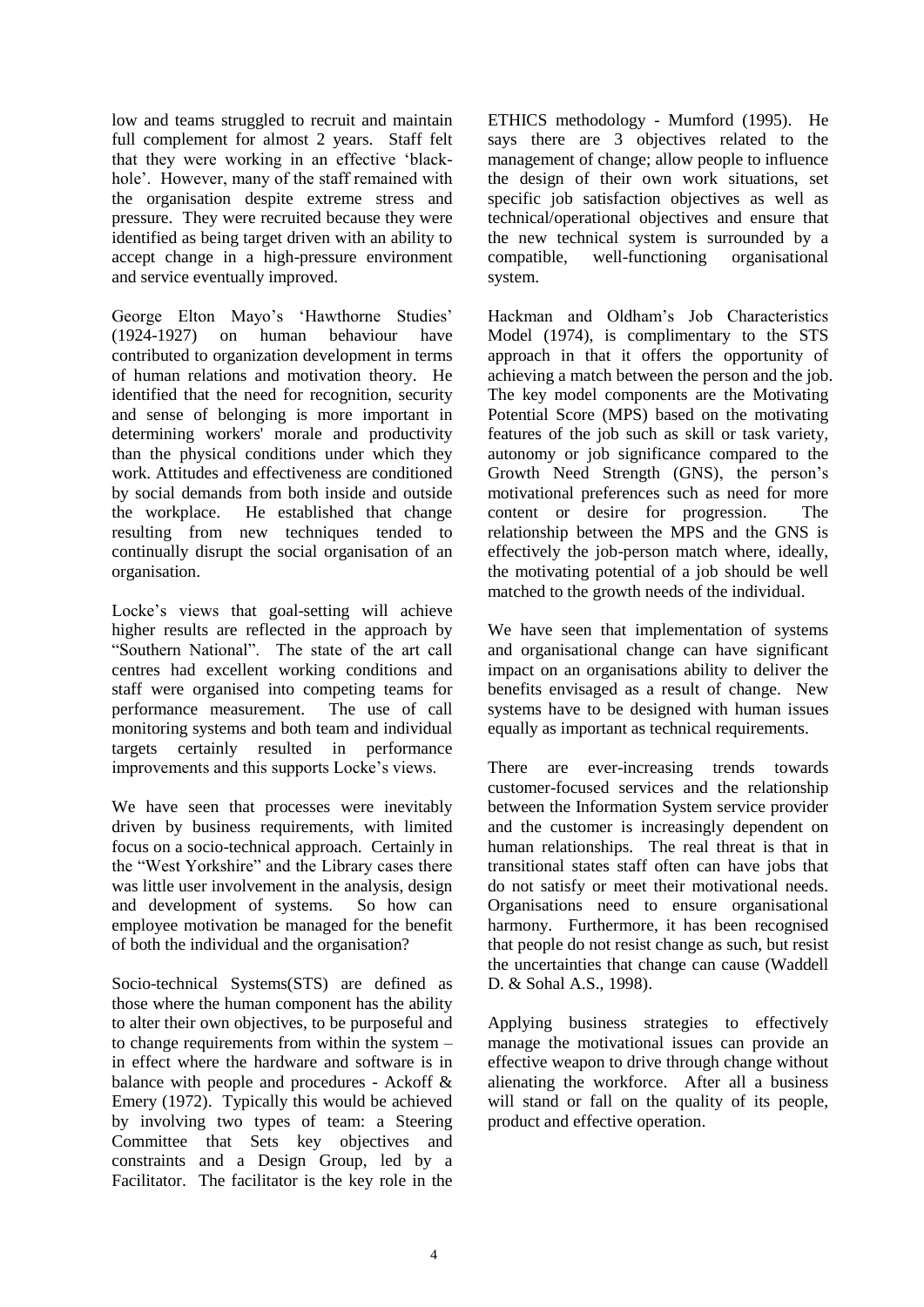low and teams struggled to recruit and maintain full complement for almost 2 years. Staff felt that they were working in an effective 'black-hole'. However, many of the staff remained with the organisation despite extreme stress and pressure. They were recruited because they were identified as being target driven with an ability to accept change in a high-pressure environment and service eventually improved.

George Elton Mayo's 'Hawthorne Studies' (1924-1927) on human behaviour have contributed to organization development in terms of human relations and motivation theory. He identified that the need for recognition, security and sense of belonging is more important in determining workers' morale and productivity than the physical conditions under which they work. Attitudes and effectiveness are conditioned by social demands from both inside and outside the workplace. He established that change resulting from new techniques tended to continually disrupt the social organisation of an organisation.

Locke's views that goal-setting will achieve higher results are reflected in the approach by "Southern National". The state of the art call centres had excellent working conditions and staff were organised into competing teams for performance measurement. The use of call monitoring systems and both team and individual targets certainly resulted in performance improvements and this supports Locke's views.

We have seen that processes were inevitably driven by business requirements, with limited focus on a socio-technical approach. Certainly in the "West Yorkshire" and the Library cases there was little user involvement in the analysis, design and development of systems. So how can employee motivation be managed for the benefit of both the individual and the organisation?

Socio-technical Systems(STS) are defined as those where the human component has the ability to alter their own objectives, to be purposeful and to change requirements from within the system – in effect where the hardware and software is in balance with people and procedures - Ackoff & Emery (1972). Typically this would be achieved by involving two types of team: a Steering Committee that Sets key objectives and constraints and a Design Group, led by a Facilitator. The facilitator is the key role in the ETHICS methodology - Mumford (1995). He says there are 3 objectives related to the management of change; allow people to influence the design of their own work situations, set specific job satisfaction objectives as well as technical/operational objectives and ensure that the new technical system is surrounded by a compatible, well-functioning organisational system.

Hackman and Oldham's Job Characteristics Model (1974), is complimentary to the STS approach in that it offers the opportunity of achieving a match between the person and the job. The key model components are the Motivating Potential Score (MPS) based on the motivating features of the job such as skill or task variety, autonomy or job significance compared to the Growth Need Strength (GNS), the person's motivational preferences such as need for more content or desire for progression. The relationship between the MPS and the GNS is effectively the job-person match where, ideally, the motivating potential of a job should be well matched to the growth needs of the individual.

We have seen that implementation of systems and organisational change can have significant impact on an organisations ability to deliver the benefits envisaged as a result of change. New systems have to be designed with human issues equally as important as technical requirements.

There are ever-increasing trends towards customer-focused services and the relationship between the Information System service provider and the customer is increasingly dependent on human relationships. The real threat is that in transitional states staff often can have jobs that do not satisfy or meet their motivational needs. Organisations need to ensure organisational harmony. Furthermore, it has been recognised that people do not resist change as such, but resist the uncertainties that change can cause (Waddell D. & Sohal A.S., 1998).

Applying business strategies to effectively manage the motivational issues can provide an effective weapon to drive through change without alienating the workforce. After all a business will stand or fall on the quality of its people, product and effective operation.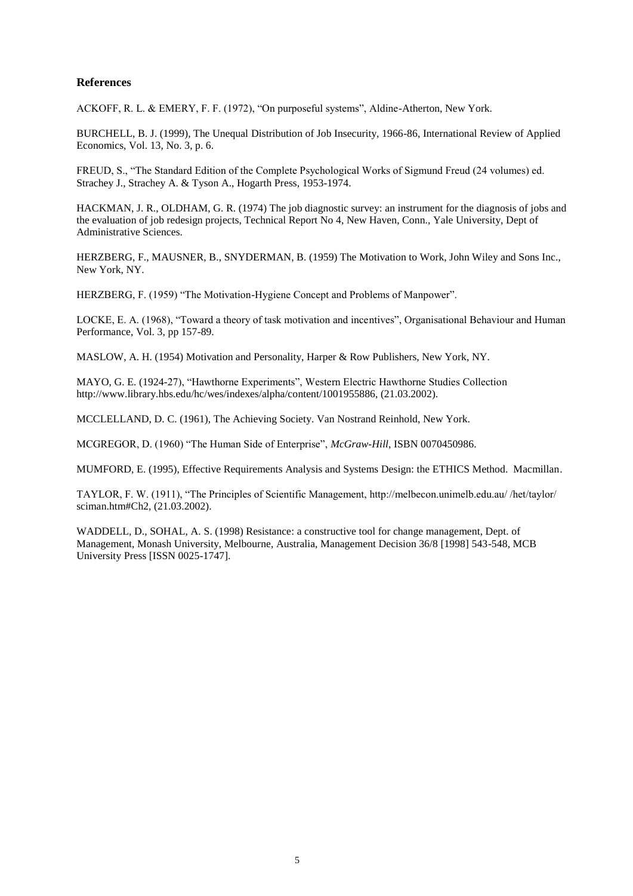## References

ACKOFF, R. L. & EMERY, F. F. (1972), "On purposeful systems", Aldine-Atherton, New York.

BURCHELL, B. J. (1999), The Unequal Distribution of Job Insecurity, 1966-86, International Review of Applied Economics, Vol. 13, No. 3, p. 6.

FREUD, S., "The Standard Edition of the Complete Psychological Works of Sigmund Freud (24 volumes) ed. Strachey J., Strachey A. & Tyson A., Hogarth Press, 1953-1974.

HACKMAN, J. R., OLDHAM, G. R. (1974) The job diagnostic survey: an instrument for the diagnosis of jobs and the evaluation of job redesign projects, Technical Report No 4, New Haven, Conn., Yale University, Dept of Administrative Sciences.

HERZBERG, F., MAUSNER, B., SNYDERMAN, B. (1959) The Motivation to Work, John Wiley and Sons Inc., New York, NY.

HERZBERG, F. (1959) "The Motivation-Hygiene Concept and Problems of Manpower".

LOCKE, E. A. (1968), "Toward a theory of task motivation and incentives", Organisational Behaviour and Human Performance, Vol. 3, pp 157-89.

MASLOW, A. H. (1954) Motivation and Personality, Harper & Row Publishers, New York, NY.

MAYO, G. E. (1924-27), "Hawthorne Experiments", Western Electric Hawthorne Studies Collection http://www.library.hbs.edu/hc/wes/indexes/alpha/content/1001955886, (21.03.2002).

MCCLELLAND, D. C. (1961), The Achieving Society. Van Nostrand Reinhold, New York.

MCGREGOR, D. (1960) "The Human Side of Enterprise", *McGraw-Hill*, ISBN 0070450986.

MUMFORD, E. (1995), Effective Requirements Analysis and Systems Design: the ETHICS Method. Macmillan.

TAYLOR, F. W. (1911), "The Principles of Scientific Management, http://melbecon.unimelb.edu.au/ /het/taylor/ sciman.htm#Ch2, (21.03.2002).

WADDELL, D., SOHAL, A. S. (1998) Resistance: a constructive tool for change management, Dept. of Management, Monash University, Melbourne, Australia, Management Decision 36/8 [1998] 543-548, MCB University Press [ISSN 0025-1747].